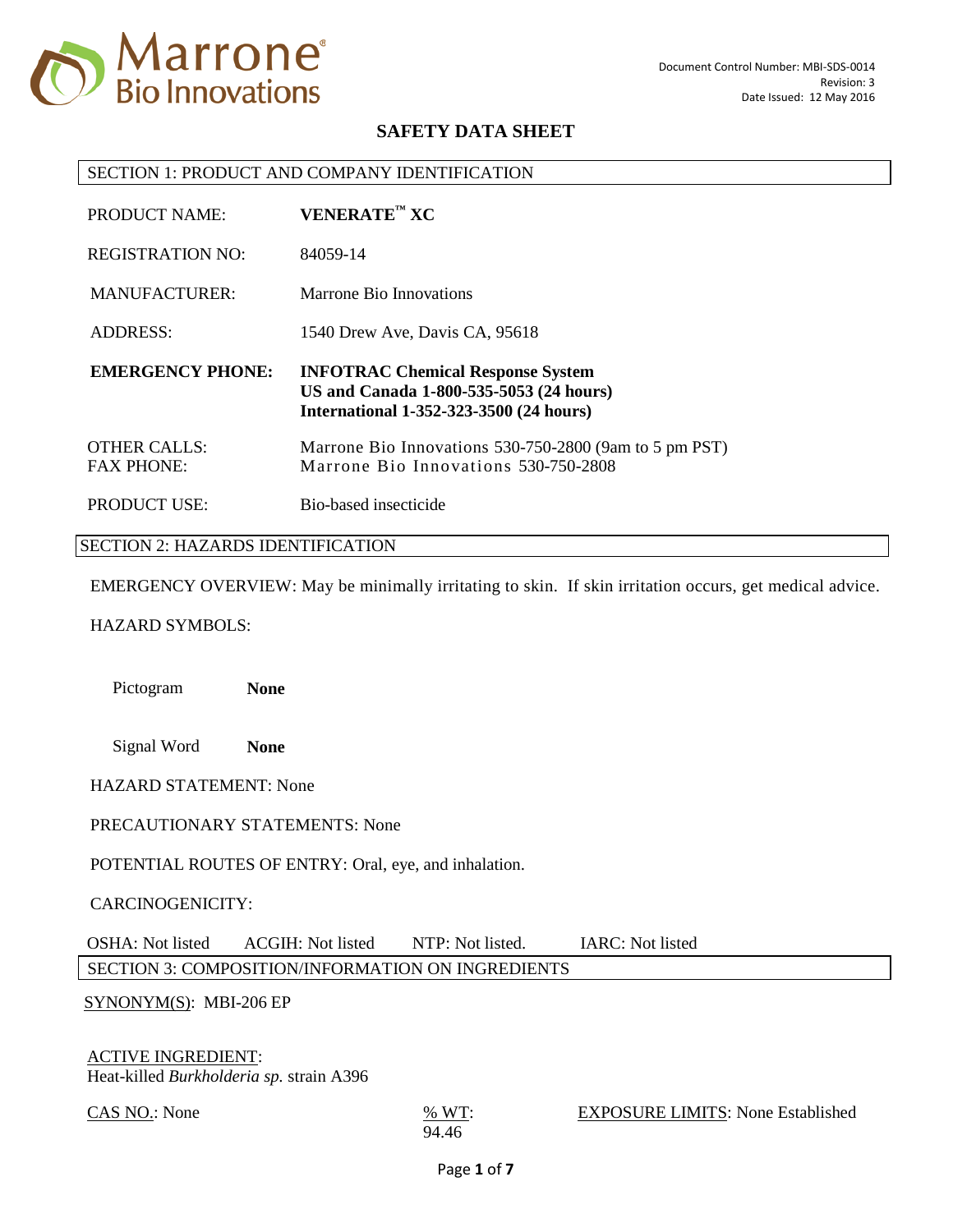Document Control Number: MBI-SDS-0014
Revision: 3
Date Issued: 12 May 2016

# SAFETY DATA SHEET

## SECTION 1: PRODUCT AND COMPANY IDENTIFICATION

PRODUCT NAME: **VENERATE™ XC**

REGISTRATION NO: 84059-14

MANUFACTURER: Marrone Bio Innovations

ADDRESS: 1540 Drew Ave, Davis CA, 95618

**EMERGENCY PHONE:** **INFOTRAC Chemical Response System**
**US and Canada 1-800-535-5053 (24 hours)**
**International 1-352-323-3500 (24 hours)**

OTHER CALLS: Marrone Bio Innovations 530-750-2800 (9am to 5 pm PST)
FAX PHONE: Marrone Bio Innovations 530-750-2808

PRODUCT USE: Bio-based insecticide

## SECTION 2: HAZARDS IDENTIFICATION

EMERGENCY OVERVIEW: May be minimally irritating to skin. If skin irritation occurs, get medical advice.

HAZARD SYMBOLS:

Pictogram **None**

Signal Word **None**

HAZARD STATEMENT: None

PRECAUTIONARY STATEMENTS: None

POTENTIAL ROUTES OF ENTRY: Oral, eye, and inhalation.

CARCINOGENICITY:

OSHA: Not listed ACGIH: Not listed NTP: Not listed. IARC: Not listed

## SECTION 3: COMPOSITION/INFORMATION ON INGREDIENTS

SYNONYM(S): MBI-206 EP

ACTIVE INGREDIENT:
Heat-killed *Burkholderia sp.* strain A396

CAS NO.: None % WT: 94.46 EXPOSURE LIMITS: None Established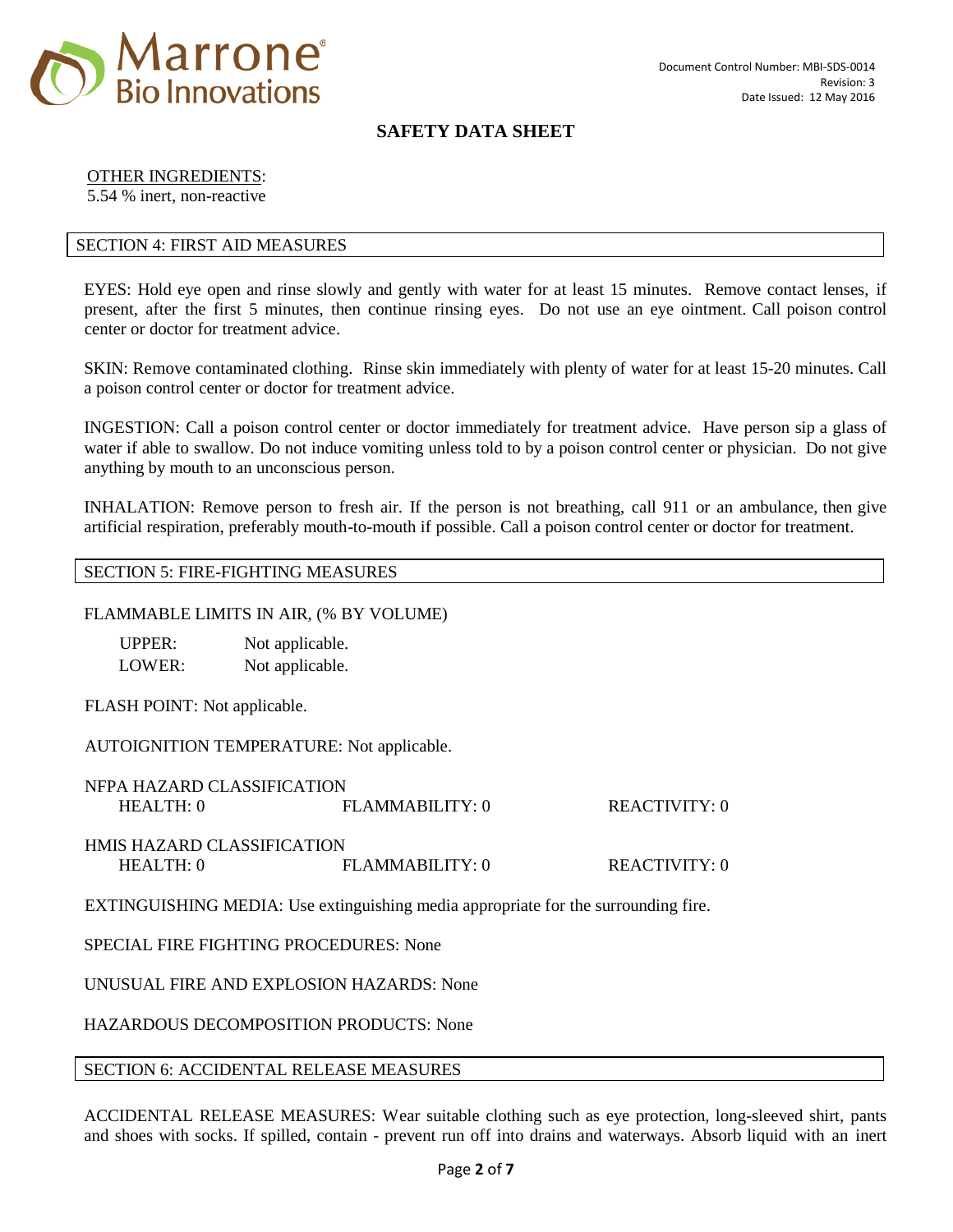OTHER INGREDIENTS:
5.54 % inert, non-reactive

## SECTION 4: FIRST AID MEASURES

EYES: Hold eye open and rinse slowly and gently with water for at least 15 minutes. Remove contact lenses, if present, after the first 5 minutes, then continue rinsing eyes. Do not use an eye ointment. Call poison control center or doctor for treatment advice.

SKIN: Remove contaminated clothing. Rinse skin immediately with plenty of water for at least 15-20 minutes. Call a poison control center or doctor for treatment advice.

INGESTION: Call a poison control center or doctor immediately for treatment advice. Have person sip a glass of water if able to swallow. Do not induce vomiting unless told to by a poison control center or physician. Do not give anything by mouth to an unconscious person.

INHALATION: Remove person to fresh air. If the person is not breathing, call 911 or an ambulance, then give artificial respiration, preferably mouth-to-mouth if possible. Call a poison control center or doctor for treatment.

## SECTION 5: FIRE-FIGHTING MEASURES

FLAMMABLE LIMITS IN AIR, (% BY VOLUME)

UPPER: Not applicable.
LOWER: Not applicable.

FLASH POINT: Not applicable.

AUTOIGNITION TEMPERATURE: Not applicable.

NFPA HAZARD CLASSIFICATION
HEALTH: 0 FLAMMABILITY: 0 REACTIVITY: 0

HMIS HAZARD CLASSIFICATION
HEALTH: 0 FLAMMABILITY: 0 REACTIVITY: 0

EXTINGUISHING MEDIA: Use extinguishing media appropriate for the surrounding fire.

SPECIAL FIRE FIGHTING PROCEDURES: None

UNUSUAL FIRE AND EXPLOSION HAZARDS: None

HAZARDOUS DECOMPOSITION PRODUCTS: None

## SECTION 6: ACCIDENTAL RELEASE MEASURES

ACCIDENTAL RELEASE MEASURES: Wear suitable clothing such as eye protection, long-sleeved shirt, pants and shoes with socks. If spilled, contain - prevent run off into drains and waterways. Absorb liquid with an inert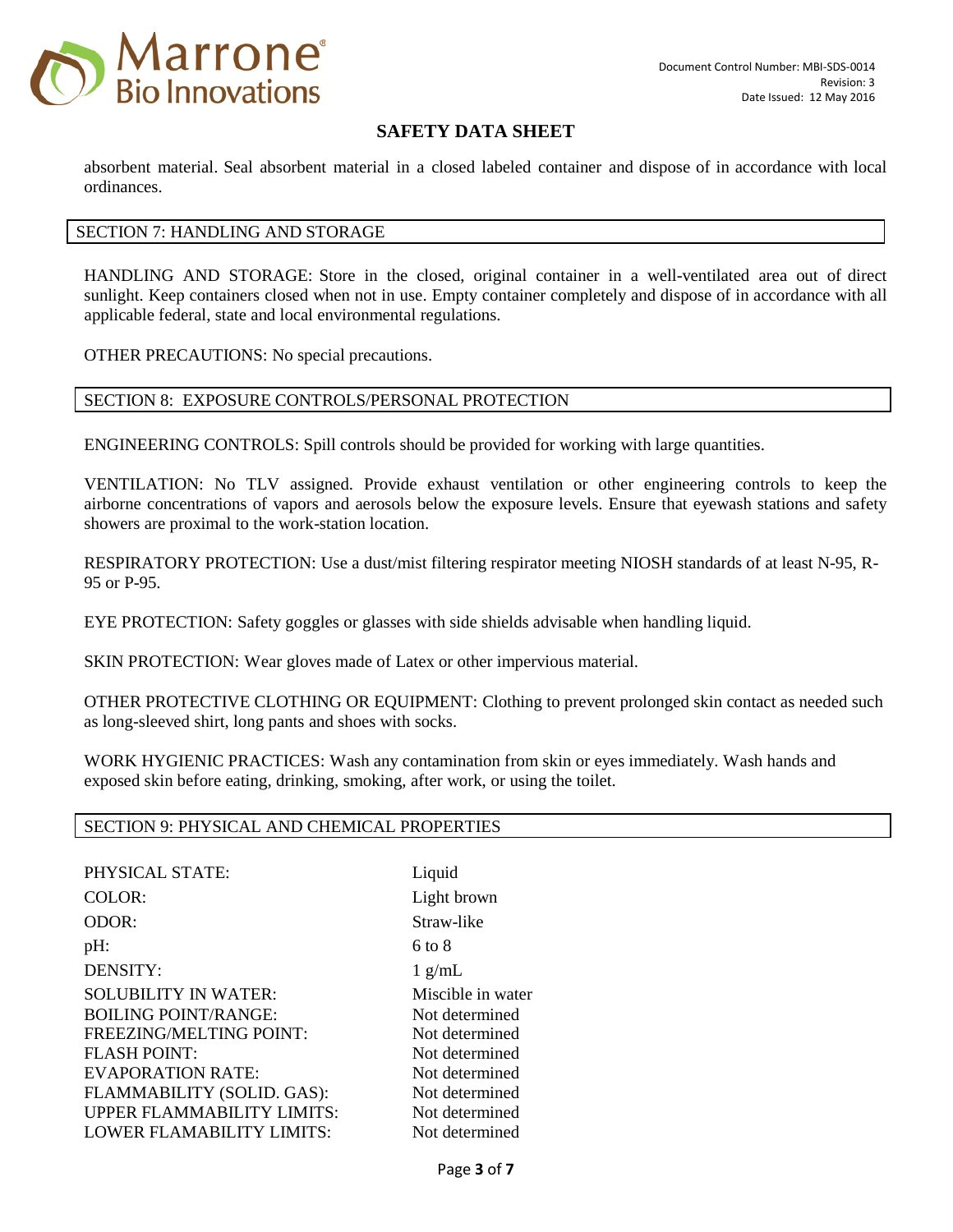absorbent material. Seal absorbent material in a closed labeled container and dispose of in accordance with local ordinances.

## SECTION 7: HANDLING AND STORAGE

HANDLING AND STORAGE: Store in the closed, original container in a well-ventilated area out of direct sunlight. Keep containers closed when not in use. Empty container completely and dispose of in accordance with all applicable federal, state and local environmental regulations.

OTHER PRECAUTIONS: No special precautions.

## SECTION 8: EXPOSURE CONTROLS/PERSONAL PROTECTION

ENGINEERING CONTROLS: Spill controls should be provided for working with large quantities.

VENTILATION: No TLV assigned. Provide exhaust ventilation or other engineering controls to keep the airborne concentrations of vapors and aerosols below the exposure levels. Ensure that eyewash stations and safety showers are proximal to the work-station location.

RESPIRATORY PROTECTION: Use a dust/mist filtering respirator meeting NIOSH standards of at least N-95, R-95 or P-95.

EYE PROTECTION: Safety goggles or glasses with side shields advisable when handling liquid.

SKIN PROTECTION: Wear gloves made of Latex or other impervious material.

OTHER PROTECTIVE CLOTHING OR EQUIPMENT: Clothing to prevent prolonged skin contact as needed such as long-sleeved shirt, long pants and shoes with socks.

WORK HYGIENIC PRACTICES: Wash any contamination from skin or eyes immediately. Wash hands and exposed skin before eating, drinking, smoking, after work, or using the toilet.

## SECTION 9: PHYSICAL AND CHEMICAL PROPERTIES

| | |
|---|---|
| PHYSICAL STATE: | Liquid |
| COLOR: | Light brown |
| ODOR: | Straw-like |
| pH: | 6 to 8 |
| DENSITY: | 1 g/mL |
| SOLUBILITY IN WATER: | Miscible in water |
| BOILING POINT/RANGE: | Not determined |
| FREEZING/MELTING POINT: | Not determined |
| FLASH POINT: | Not determined |
| EVAPORATION RATE: | Not determined |
| FLAMMABILITY (SOLID. GAS): | Not determined |
| UPPER FLAMMABILITY LIMITS: | Not determined |
| LOWER FLAMABILITY LIMITS: | Not determined |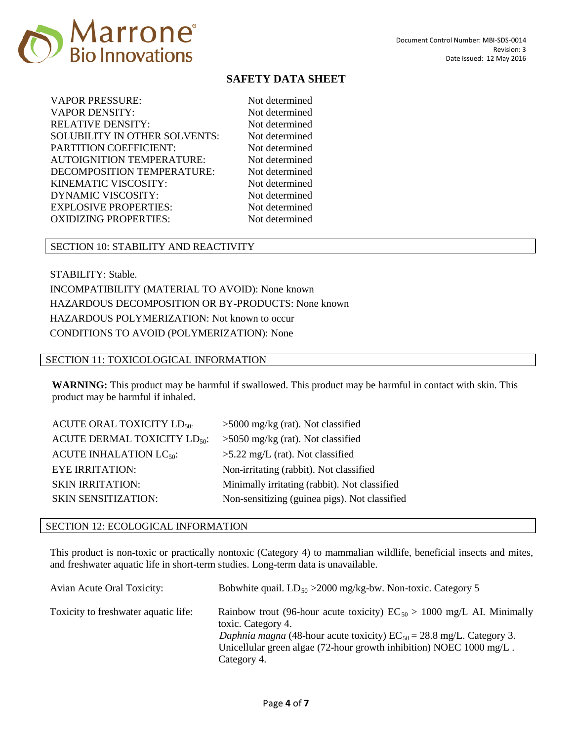# SAFETY DATA SHEET

| | |
|---|---|
| VAPOR PRESSURE: | Not determined |
| VAPOR DENSITY: | Not determined |
| RELATIVE DENSITY: | Not determined |
| SOLUBILITY IN OTHER SOLVENTS: | Not determined |
| PARTITION COEFFICIENT: | Not determined |
| AUTOIGNITION TEMPERATURE: | Not determined |
| DECOMPOSITION TEMPERATURE: | Not determined |
| KINEMATIC VISCOSITY: | Not determined |
| DYNAMIC VISCOSITY: | Not determined |
| EXPLOSIVE PROPERTIES: | Not determined |
| OXIDIZING PROPERTIES: | Not determined |

## SECTION 10: STABILITY AND REACTIVITY

STABILITY: Stable.

INCOMPATIBILITY (MATERIAL TO AVOID): None known

HAZARDOUS DECOMPOSITION OR BY-PRODUCTS: None known

HAZARDOUS POLYMERIZATION: Not known to occur

CONDITIONS TO AVOID (POLYMERIZATION): None

## SECTION 11: TOXICOLOGICAL INFORMATION

**WARNING:** This product may be harmful if swallowed. This product may be harmful in contact with skin. This product may be harmful if inhaled.

| | |
|---|---|
| ACUTE ORAL TOXICITY $LD_{50}$: | >5000 mg/kg (rat). Not classified |
| ACUTE DERMAL TOXICITY $LD_{50}$: | >5050 mg/kg (rat). Not classified |
| ACUTE INHALATION $LC_{50}$: | >5.22 mg/L (rat). Not classified |
| EYE IRRITATION: | Non-irritating (rabbit). Not classified |
| SKIN IRRITATION: | Minimally irritating (rabbit). Not classified |
| SKIN SENSITIZATION: | Non-sensitizing (guinea pigs). Not classified |

## SECTION 12: ECOLOGICAL INFORMATION

This product is non-toxic or practically nontoxic (Category 4) to mammalian wildlife, beneficial insects and mites, and freshwater aquatic life in short-term studies. Long-term data is unavailable.

| | |
|---|---|
| Avian Acute Oral Toxicity: | Bobwhite quail. $LD_{50}$ >2000 mg/kg-bw. Non-toxic. Category 5 |
| Toxicity to freshwater aquatic life: | Rainbow trout (96-hour acute toxicity) $EC_{50}$ > 1000 mg/L AI. Minimally toxic. Category 4. *Daphnia magna* (48-hour acute toxicity) $EC_{50}$ = 28.8 mg/L. Category 3. Unicellular green algae (72-hour growth inhibition) NOEC 1000 mg/L . Category 4. |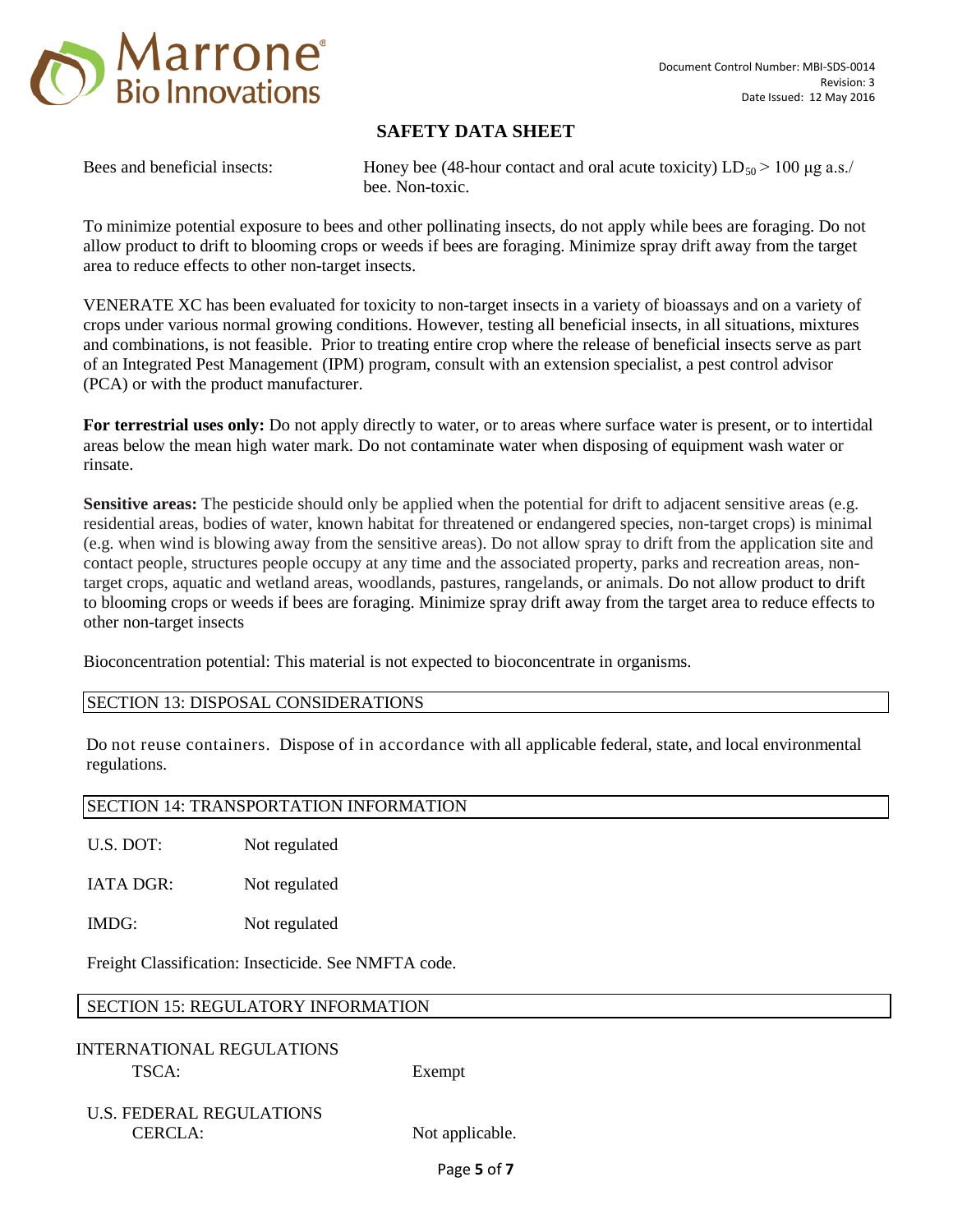Bees and beneficial insects: Honey bee (48-hour contact and oral acute toxicity) $LD_{50} > 100$ μg a.s./bee. Non-toxic.

To minimize potential exposure to bees and other pollinating insects, do not apply while bees are foraging. Do not allow product to drift to blooming crops or weeds if bees are foraging. Minimize spray drift away from the target area to reduce effects to other non-target insects.

VENERATE XC has been evaluated for toxicity to non-target insects in a variety of bioassays and on a variety of crops under various normal growing conditions. However, testing all beneficial insects, in all situations, mixtures and combinations, is not feasible. Prior to treating entire crop where the release of beneficial insects serve as part of an Integrated Pest Management (IPM) program, consult with an extension specialist, a pest control advisor (PCA) or with the product manufacturer.

**For terrestrial uses only:** Do not apply directly to water, or to areas where surface water is present, or to intertidal areas below the mean high water mark. Do not contaminate water when disposing of equipment wash water or rinsate.

**Sensitive areas:** The pesticide should only be applied when the potential for drift to adjacent sensitive areas (e.g. residential areas, bodies of water, known habitat for threatened or endangered species, non-target crops) is minimal (e.g. when wind is blowing away from the sensitive areas). Do not allow spray to drift from the application site and contact people, structures people occupy at any time and the associated property, parks and recreation areas, non-target crops, aquatic and wetland areas, woodlands, pastures, rangelands, or animals. Do not allow product to drift to blooming crops or weeds if bees are foraging. Minimize spray drift away from the target area to reduce effects to other non-target insects

Bioconcentration potential: This material is not expected to bioconcentrate in organisms.

## SECTION 13: DISPOSAL CONSIDERATIONS

Do not reuse containers. Dispose of in accordance with all applicable federal, state, and local environmental regulations.

## SECTION 14: TRANSPORTATION INFORMATION

U.S. DOT: Not regulated

IATA DGR: Not regulated

IMDG: Not regulated

Freight Classification: Insecticide. See NMFTA code.

## SECTION 15: REGULATORY INFORMATION

INTERNATIONAL REGULATIONS

TSCA: Exempt

U.S. FEDERAL REGULATIONS

CERCLA: Not applicable.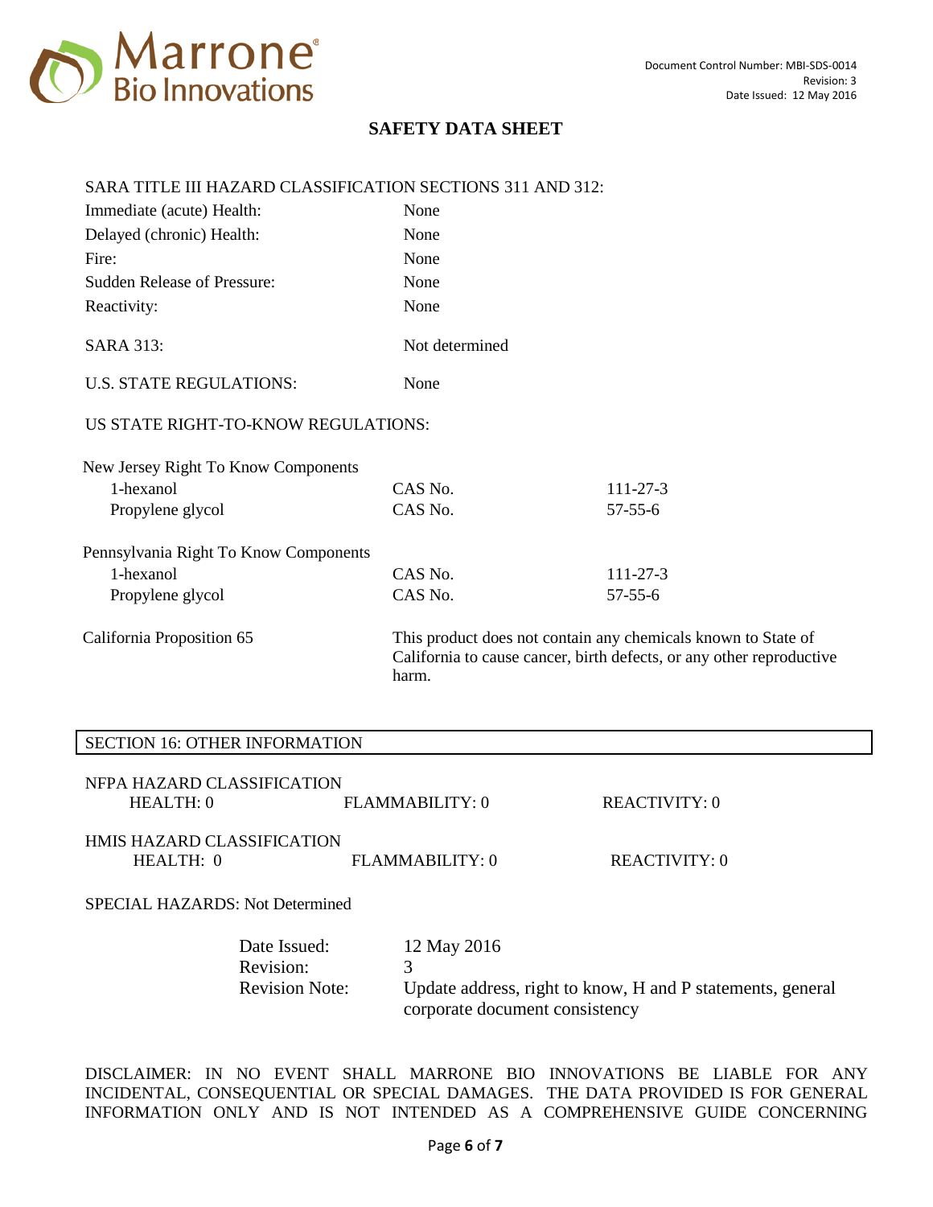SARA TITLE III HAZARD CLASSIFICATION SECTIONS 311 AND 312:

| | |
|---|---|
| Immediate (acute) Health: | None |
| Delayed (chronic) Health: | None |
| Fire: | None |
| Sudden Release of Pressure: | None |
| Reactivity: | None |

SARA 313: Not determined

U.S. STATE REGULATIONS: None

US STATE RIGHT-TO-KNOW REGULATIONS:

New Jersey Right To Know Components

| | | |
|---|---|---|
| 1-hexanol | CAS No. | 111-27-3 |
| Propylene glycol | CAS No. | 57-55-6 |

Pennsylvania Right To Know Components

| | | |
|---|---|---|
| 1-hexanol | CAS No. | 111-27-3 |
| Propylene glycol | CAS No. | 57-55-6 |

California Proposition 65: This product does not contain any chemicals known to State of California to cause cancer, birth defects, or any other reproductive harm.

## SECTION 16: OTHER INFORMATION

NFPA HAZARD CLASSIFICATION

| HEALTH: 0 | FLAMMABILITY: 0 | REACTIVITY: 0 |
|---|---|---|

HMIS HAZARD CLASSIFICATION

| HEALTH: 0 | FLAMMABILITY: 0 | REACTIVITY: 0 |
|---|---|---|

SPECIAL HAZARDS: Not Determined

| | |
|---|---|
| Date Issued: | 12 May 2016 |
| Revision: | 3 |
| Revision Note: | Update address, right to know, H and P statements, general corporate document consistency |

DISCLAIMER: IN NO EVENT SHALL MARRONE BIO INNOVATIONS BE LIABLE FOR ANY INCIDENTAL, CONSEQUENTIAL OR SPECIAL DAMAGES. THE DATA PROVIDED IS FOR GENERAL INFORMATION ONLY AND IS NOT INTENDED AS A COMPREHENSIVE GUIDE CONCERNING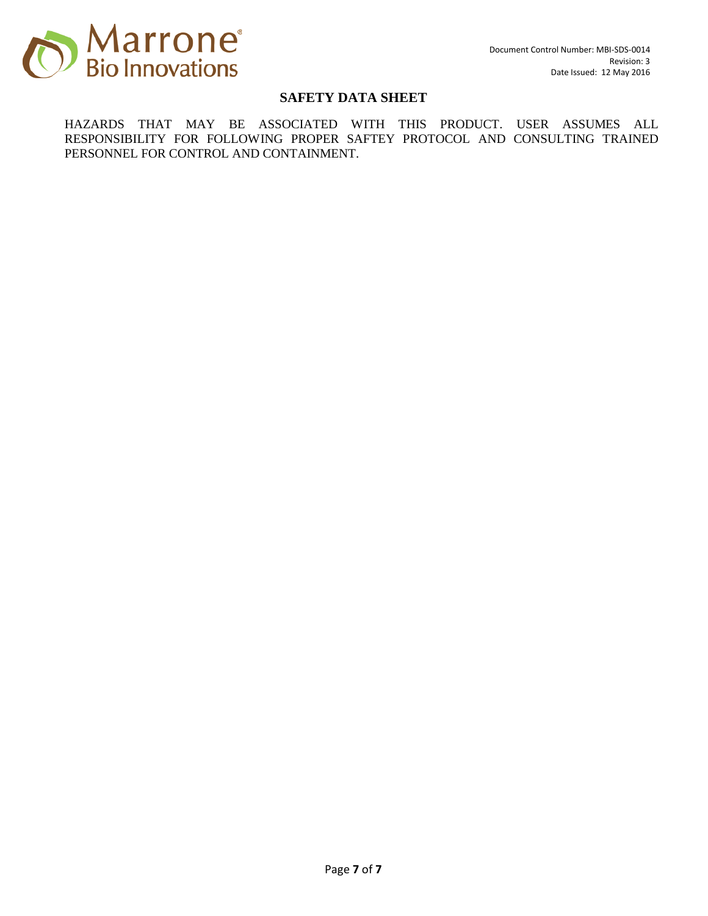HAZARDS THAT MAY BE ASSOCIATED WITH THIS PRODUCT. USER ASSUMES ALL RESPONSIBILITY FOR FOLLOWING PROPER SAFTEY PROTOCOL AND CONSULTING TRAINED PERSONNEL FOR CONTROL AND CONTAINMENT.